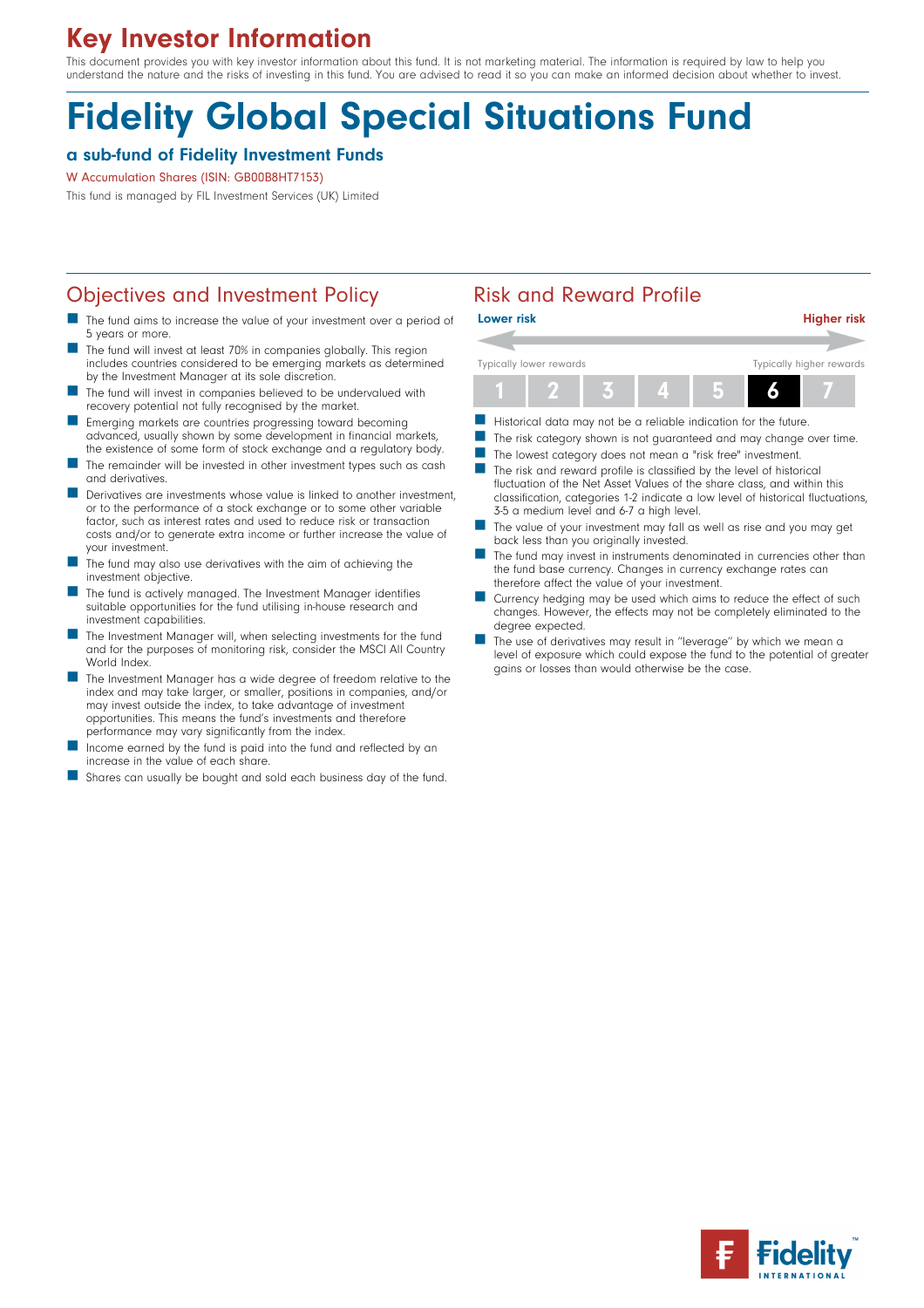# Key Investor Information

This document provides you with key investor information about this fund. It is not marketing material. The information is required by law to help you understand the nature and the risks of investing in this fund. You are advised to read it so you can make an informed decision about whether to invest.

# Fidelity Global Special Situations Fund

### a sub-fund of Fidelity Investment Funds

W Accumulation Shares (ISIN: GB00B8HT7153)

This fund is managed by FIL Investment Services (UK) Limited

## Objectives and Investment Policy

- The fund aims to increase the value of your investment over a period of 5 years or more.
- The fund will invest at least 70% in companies globally. This region includes countries considered to be emerging markets as determined by the Investment Manager at its sole discretion.
- The fund will invest in companies believed to be undervalued with recovery potential not fully recognised by the market.
- Emerging markets are countries progressing toward becoming advanced, usually shown by some development in financial markets, the existence of some form of stock exchange and a regulatory body.
- The remainder will be invested in other investment types such as cash and derivatives.
- Derivatives are investments whose value is linked to another investment, or to the performance of a stock exchange or to some other variable factor, such as interest rates and used to reduce risk or transaction costs and/or to generate extra income or further increase the value of your investment.
- The fund may also use derivatives with the aim of achieving the investment objective.
- The fund is actively managed. The Investment Manager identifies suitable opportunities for the fund utilising in-house research and investment capabilities.
- The Investment Manager will, when selecting investments for the fund and for the purposes of monitoring risk, consider the MSCI All Country World Index.
- The Investment Manager has a wide degree of freedom relative to the index and may take larger, or smaller, positions in companies, and/or may invest outside the index, to take advantage of investment opportunities. This means the fund's investments and therefore performance may vary significantly from the index.
- Income earned by the fund is paid into the fund and reflected by an increase in the value of each share.
- Shares can usually be bought and sold each business day of the fund.

## Risk and Reward Profile

**Lower risk** — **Higher risk**

Typically lower rewards — Typically higher rewards

| 1 | 2 | 3 | 4 | 5 | **6** | 7 |
|---|---|---|---|---|---|---|

- Historical data may not be a reliable indication for the future.
- The risk category shown is not guaranteed and may change over time.
- The lowest category does not mean a "risk free" investment.
- The risk and reward profile is classified by the level of historical fluctuation of the Net Asset Values of the share class, and within this classification, categories 1-2 indicate a low level of historical fluctuations, 3-5 a medium level and 6-7 a high level.
- The value of your investment may fall as well as rise and you may get back less than you originally invested.
- The fund may invest in instruments denominated in currencies other than the fund base currency. Changes in currency exchange rates can therefore affect the value of your investment.
- Currency hedging may be used which aims to reduce the effect of such changes. However, the effects may not be completely eliminated to the degree expected.
- The use of derivatives may result in "leverage" by which we mean a level of exposure which could expose the fund to the potential of greater gains or losses than would otherwise be the case.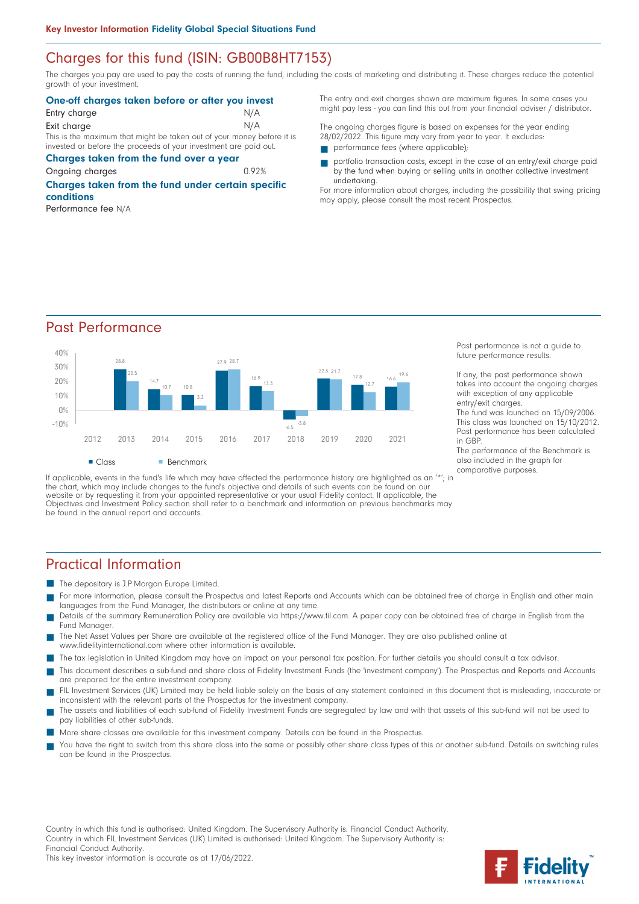Key Investor Information Fidelity Global Special Situations Fund

# Charges for this fund (ISIN: GB00B8HT7153)

The charges you pay are used to pay the costs of running the fund, including the costs of marketing and distributing it. These charges reduce the potential growth of your investment.

### One-off charges taken before or after you invest

| | |
|---|---|
| Entry charge | N/A |
| Exit charge | N/A |

This is the maximum that might be taken out of your money before it is invested or before the proceeds of your investment are paid out.

### Charges taken from the fund over a year

| | |
|---|---|
| Ongoing charges | 0.92% |

### Charges taken from the fund under certain specific conditions

Performance fee N/A

The entry and exit charges shown are maximum figures. In some cases you might pay less - you can find this out from your financial adviser / distributor.

The ongoing charges figure is based on expenses for the year ending 28/02/2022. This figure may vary from year to year. It excludes:

- performance fees (where applicable);
- portfolio transaction costs, except in the case of an entry/exit charge paid by the fund when buying or selling units in another collective investment undertaking.

For more information about charges, including the possibility that swing pricing may apply, please consult the most recent Prospectus.

# Past Performance

40%
30%
20%
10%
0%
-10%

2012 2013 2014 2015 2016 2017 2018 2019 2020 2021

28.8 20.5
14.7 10.7
10.8 3.3
27.9 28.7
16.9 13.3
-6.5 -3.8
22.3 21.7
17.8 12.7
16.6 19.6

Class Benchmark

If applicable, events in the fund's life which may have affected the performance history are highlighted as an '*' in the chart, which may include changes to the fund's objective and details of such events can be found on our website or by requesting it from your appointed representative or your usual Fidelity contact. If applicable, the Objectives and Investment Policy section shall refer to a benchmark and information on previous benchmarks may be found in the annual report and accounts.

Past performance is not a guide to future performance results.

If any, the past performance shown takes into account the ongoing charges with exception of any applicable entry/exit charges.
The fund was launched on 15/09/2006.
This class was launched on 15/10/2012.
Past performance has been calculated in GBP.
The performance of the Benchmark is also included in the graph for comparative purposes.

# Practical Information

- The depositary is J.P.Morgan Europe Limited.
- For more information, please consult the Prospectus and latest Reports and Accounts which can be obtained free of charge in English and other main languages from the Fund Manager, the distributors or online at any time.
- Details of the summary Remuneration Policy are available via https://www.fil.com. A paper copy can be obtained free of charge in English from the Fund Manager.
- The Net Asset Values per Share are available at the registered office of the Fund Manager. They are also published online at www.fidelityinternational.com where other information is available.
- The tax legislation in United Kingdom may have an impact on your personal tax position. For further details you should consult a tax advisor.
- This document describes a sub-fund and share class of Fidelity Investment Funds (the 'investment company'). The Prospectus and Reports and Accounts are prepared for the entire investment company.
- FIL Investment Services (UK) Limited may be held liable solely on the basis of any statement contained in this document that is misleading, inaccurate or inconsistent with the relevant parts of the Prospectus for the investment company.
- The assets and liabilities of each sub-fund of Fidelity Investment Funds are segregated by law and with that assets of this sub-fund will not be used to pay liabilities of other sub-funds.
- More share classes are available for this investment company. Details can be found in the Prospectus.
- You have the right to switch from this share class into the same or possibly other share class types of this or another sub-fund. Details on switching rules can be found in the Prospectus.

Country in which this fund is authorised: United Kingdom. The Supervisory Authority is: Financial Conduct Authority.
Country in which FIL Investment Services (UK) Limited is authorised: United Kingdom. The Supervisory Authority is: Financial Conduct Authority.
This key investor information is accurate as at 17/06/2022.